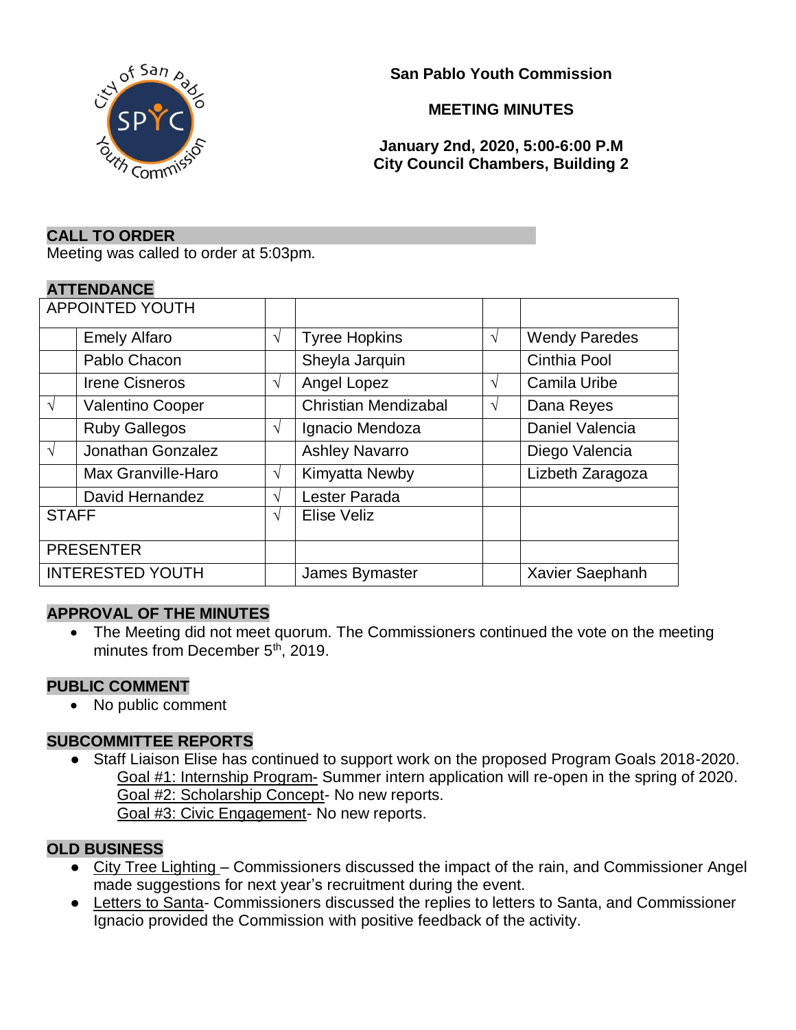**San Pablo Youth Commission**

**MEETING MINUTES**

**January 2nd, 2020, 5:00-6:00 P.M**
**City Council Chambers, Building 2**

## CALL TO ORDER

Meeting was called to order at 5:03pm.

## ATTENDANCE

| APPOINTED YOUTH | | | | | |
|---|---|---|---|---|---|
| | Emely Alfaro | √ | Tyree Hopkins | √ | Wendy Paredes |
| | Pablo Chacon | | Sheyla Jarquin | | Cinthia Pool |
| | Irene Cisneros | √ | Angel Lopez | √ | Camila Uribe |
| √ | Valentino Cooper | | Christian Mendizabal | √ | Dana Reyes |
| | Ruby Gallegos | √ | Ignacio Mendoza | | Daniel Valencia |
| √ | Jonathan Gonzalez | | Ashley Navarro | | Diego Valencia |
| | Max Granville-Haro | √ | Kimyatta Newby | | Lizbeth Zaragoza |
| | David Hernandez | √ | Lester Parada | | |
| STAFF | | √ | Elise Veliz | | |
| PRESENTER | | | | | |
| INTERESTED YOUTH | | | James Bymaster | | Xavier Saephanh |

## APPROVAL OF THE MINUTES

- The Meeting did not meet quorum. The Commissioners continued the vote on the meeting minutes from December 5th, 2019.

## PUBLIC COMMENT

- No public comment

## SUBCOMMITTEE REPORTS

- Staff Liaison Elise has continued to support work on the proposed Program Goals 2018-2020.
  Goal #1: Internship Program- Summer intern application will re-open in the spring of 2020.
  Goal #2: Scholarship Concept- No new reports.
  Goal #3: Civic Engagement- No new reports.

## OLD BUSINESS

- City Tree Lighting – Commissioners discussed the impact of the rain, and Commissioner Angel made suggestions for next year's recruitment during the event.
- Letters to Santa- Commissioners discussed the replies to letters to Santa, and Commissioner Ignacio provided the Commission with positive feedback of the activity.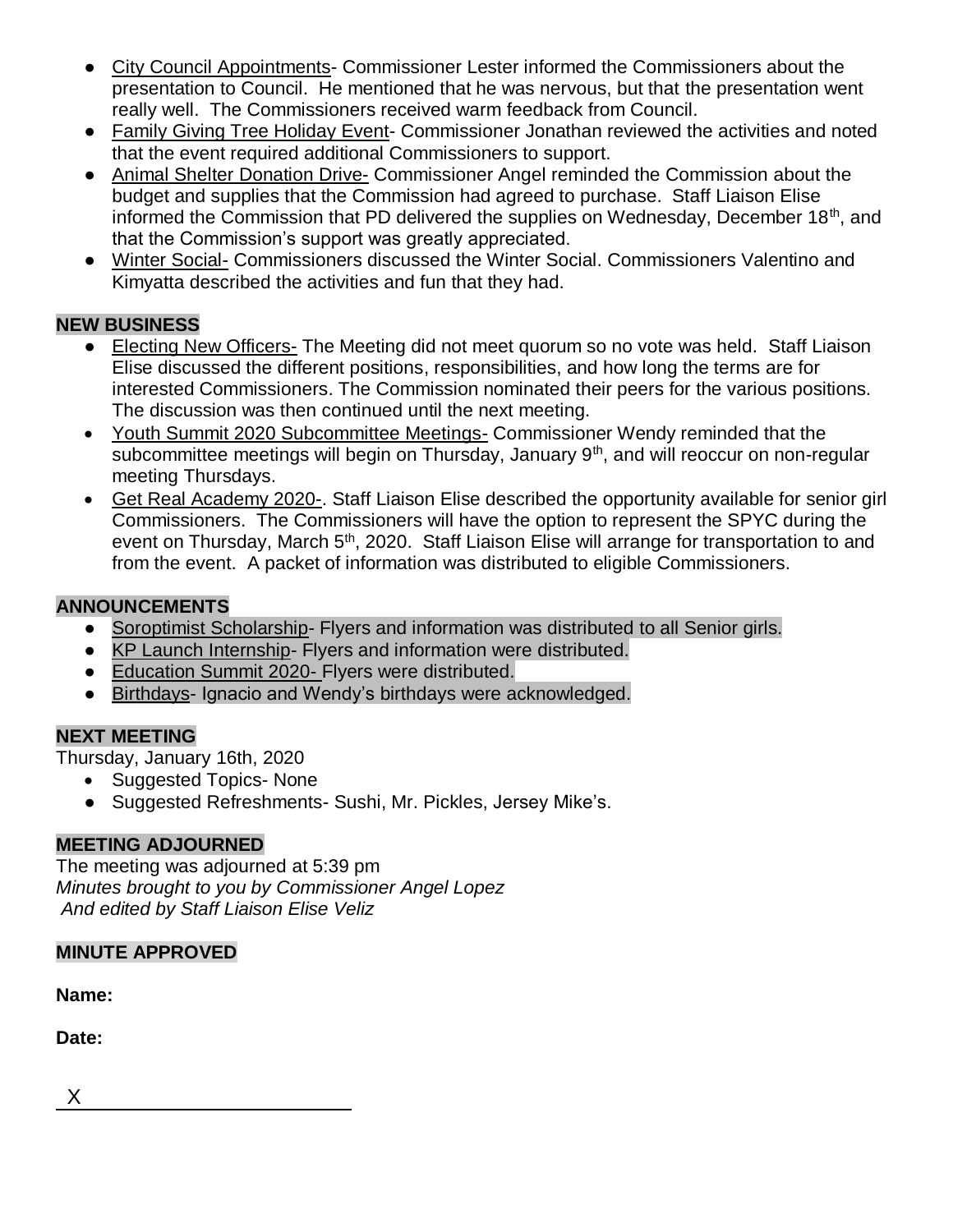- City Council Appointments- Commissioner Lester informed the Commissioners about the presentation to Council. He mentioned that he was nervous, but that the presentation went really well. The Commissioners received warm feedback from Council.
- Family Giving Tree Holiday Event- Commissioner Jonathan reviewed the activities and noted that the event required additional Commissioners to support.
- Animal Shelter Donation Drive- Commissioner Angel reminded the Commission about the budget and supplies that the Commission had agreed to purchase. Staff Liaison Elise informed the Commission that PD delivered the supplies on Wednesday, December 18th, and that the Commission's support was greatly appreciated.
- Winter Social- Commissioners discussed the Winter Social. Commissioners Valentino and Kimyatta described the activities and fun that they had.

**NEW BUSINESS**

- Electing New Officers- The Meeting did not meet quorum so no vote was held. Staff Liaison Elise discussed the different positions, responsibilities, and how long the terms are for interested Commissioners. The Commission nominated their peers for the various positions. The discussion was then continued until the next meeting.
- Youth Summit 2020 Subcommittee Meetings- Commissioner Wendy reminded that the subcommittee meetings will begin on Thursday, January 9th, and will reoccur on non-regular meeting Thursdays.
- Get Real Academy 2020-. Staff Liaison Elise described the opportunity available for senior girl Commissioners. The Commissioners will have the option to represent the SPYC during the event on Thursday, March 5th, 2020. Staff Liaison Elise will arrange for transportation to and from the event. A packet of information was distributed to eligible Commissioners.

**ANNOUNCEMENTS**

- Soroptimist Scholarship- Flyers and information was distributed to all Senior girls.
- KP Launch Internship- Flyers and information were distributed.
- Education Summit 2020- Flyers were distributed.
- Birthdays- Ignacio and Wendy's birthdays were acknowledged.

**NEXT MEETING**

Thursday, January 16th, 2020

- Suggested Topics- None
- Suggested Refreshments- Sushi, Mr. Pickles, Jersey Mike's.

**MEETING ADJOURNED**

The meeting was adjourned at 5:39 pm
*Minutes brought to you by Commissioner Angel Lopez*
*And edited by Staff Liaison Elise Veliz*

**MINUTE APPROVED**

**Name:**

**Date:**

X ________________________